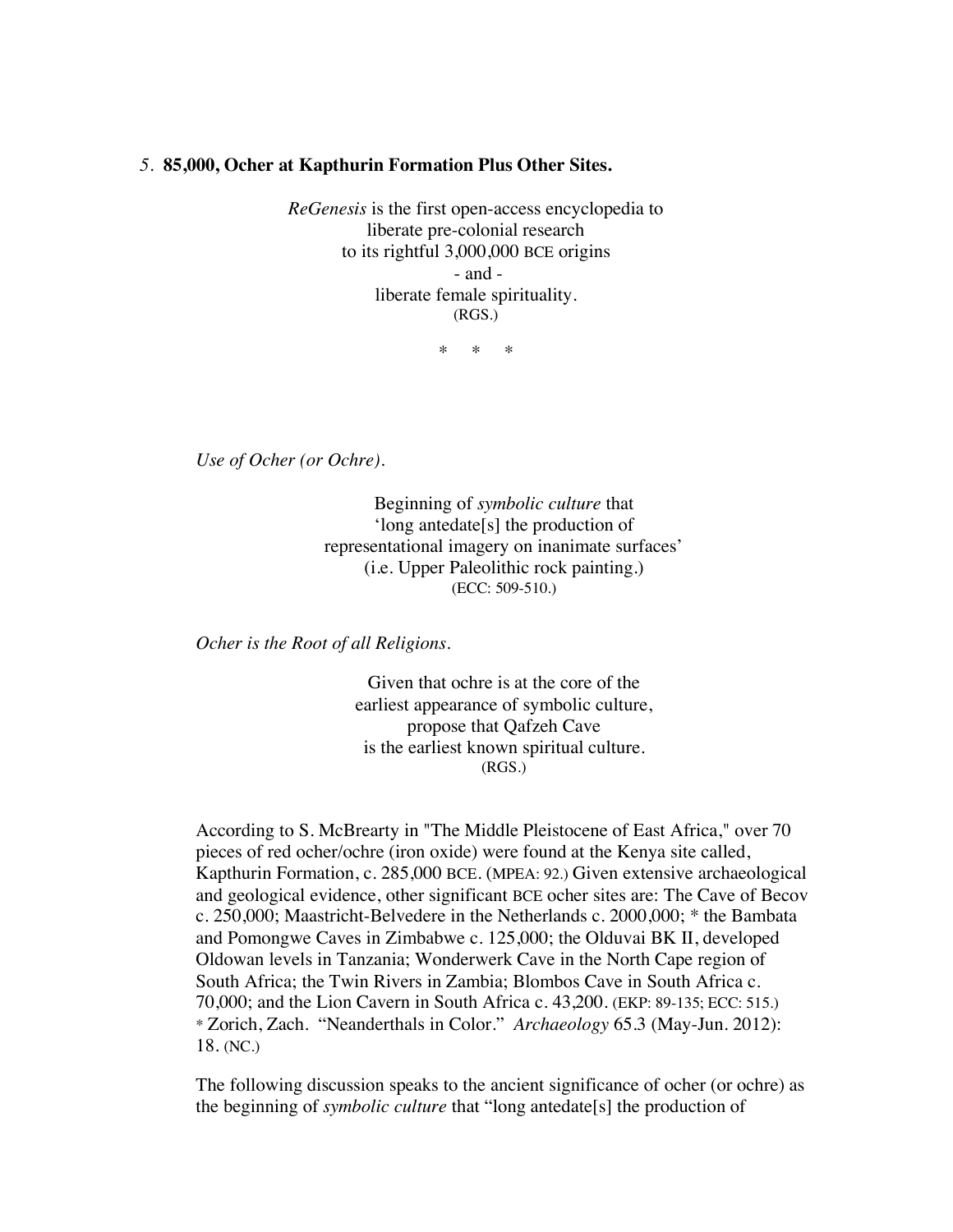*5.* **85,000, Ocher at Kapthurin Formation Plus Other Sites.**

*ReGenesis* is the first open-access encyclopedia to
liberate pre-colonial research
to its rightful 3,000,000 BCE origins
- and -
liberate female spirituality.
(RGS.)

\*     \*     \*

*Use of Ocher (or Ochre).*

Beginning of *symbolic culture* that
'long antedate[s] the production of
representational imagery on inanimate surfaces'
(i.e. Upper Paleolithic rock painting.)
(ECC: 509-510.)

*Ocher is the Root of all Religions.*

Given that ochre is at the core of the
earliest appearance of symbolic culture,
propose that Qafzeh Cave
is the earliest known spiritual culture.
(RGS.)

According to S. McBrearty in "The Middle Pleistocene of East Africa," over 70 pieces of red ocher/ochre (iron oxide) were found at the Kenya site called, Kapthurin Formation, c. 285,000 BCE. (MPEA: 92.) Given extensive archaeological and geological evidence, other significant BCE ocher sites are: The Cave of Becov c. 250,000; Maastricht-Belvedere in the Netherlands c. 2000,000; * the Bambata and Pomongwe Caves in Zimbabwe c. 125,000; the Olduvai BK II, developed Oldowan levels in Tanzania; Wonderwerk Cave in the North Cape region of South Africa; the Twin Rivers in Zambia; Blombos Cave in South Africa c. 70,000; and the Lion Cavern in South Africa c. 43,200. (EKP: 89-135; ECC: 515.)
\* Zorich, Zach. "Neanderthals in Color." *Archaeology* 65.3 (May-Jun. 2012): 18. (NC.)

The following discussion speaks to the ancient significance of ocher (or ochre) as the beginning of *symbolic culture* that "long antedate[s] the production of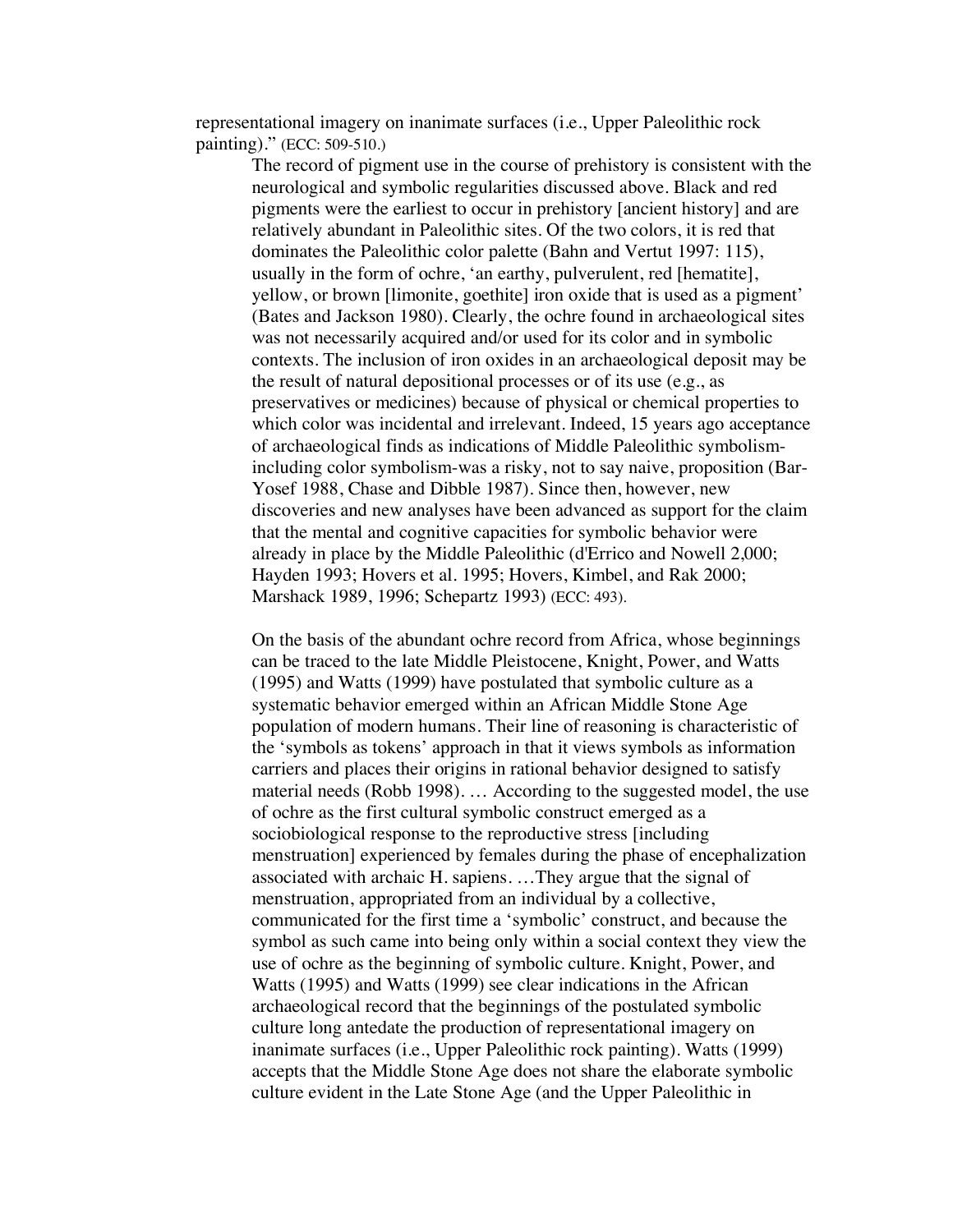representational imagery on inanimate surfaces (i.e., Upper Paleolithic rock painting)." (ECC: 509-510.)

> The record of pigment use in the course of prehistory is consistent with the neurological and symbolic regularities discussed above. Black and red pigments were the earliest to occur in prehistory [ancient history] and are relatively abundant in Paleolithic sites. Of the two colors, it is red that dominates the Paleolithic color palette (Bahn and Vertut 1997: 115), usually in the form of ochre, 'an earthy, pulverulent, red [hematite], yellow, or brown [limonite, goethite] iron oxide that is used as a pigment' (Bates and Jackson 1980). Clearly, the ochre found in archaeological sites was not necessarily acquired and/or used for its color and in symbolic contexts. The inclusion of iron oxides in an archaeological deposit may be the result of natural depositional processes or of its use (e.g., as preservatives or medicines) because of physical or chemical properties to which color was incidental and irrelevant. Indeed, 15 years ago acceptance of archaeological finds as indications of Middle Paleolithic symbolism-including color symbolism-was a risky, not to say naive, proposition (Bar-Yosef 1988, Chase and Dibble 1987). Since then, however, new discoveries and new analyses have been advanced as support for the claim that the mental and cognitive capacities for symbolic behavior were already in place by the Middle Paleolithic (d'Errico and Nowell 2,000; Hayden 1993; Hovers et al. 1995; Hovers, Kimbel, and Rak 2000; Marshack 1989, 1996; Schepartz 1993) (ECC: 493).
>
> On the basis of the abundant ochre record from Africa, whose beginnings can be traced to the late Middle Pleistocene, Knight, Power, and Watts (1995) and Watts (1999) have postulated that symbolic culture as a systematic behavior emerged within an African Middle Stone Age population of modern humans. Their line of reasoning is characteristic of the 'symbols as tokens' approach in that it views symbols as information carriers and places their origins in rational behavior designed to satisfy material needs (Robb 1998). … According to the suggested model, the use of ochre as the first cultural symbolic construct emerged as a sociobiological response to the reproductive stress [including menstruation] experienced by females during the phase of encephalization associated with archaic H. sapiens. …They argue that the signal of menstruation, appropriated from an individual by a collective, communicated for the first time a 'symbolic' construct, and because the symbol as such came into being only within a social context they view the use of ochre as the beginning of symbolic culture. Knight, Power, and Watts (1995) and Watts (1999) see clear indications in the African archaeological record that the beginnings of the postulated symbolic culture long antedate the production of representational imagery on inanimate surfaces (i.e., Upper Paleolithic rock painting). Watts (1999) accepts that the Middle Stone Age does not share the elaborate symbolic culture evident in the Late Stone Age (and the Upper Paleolithic in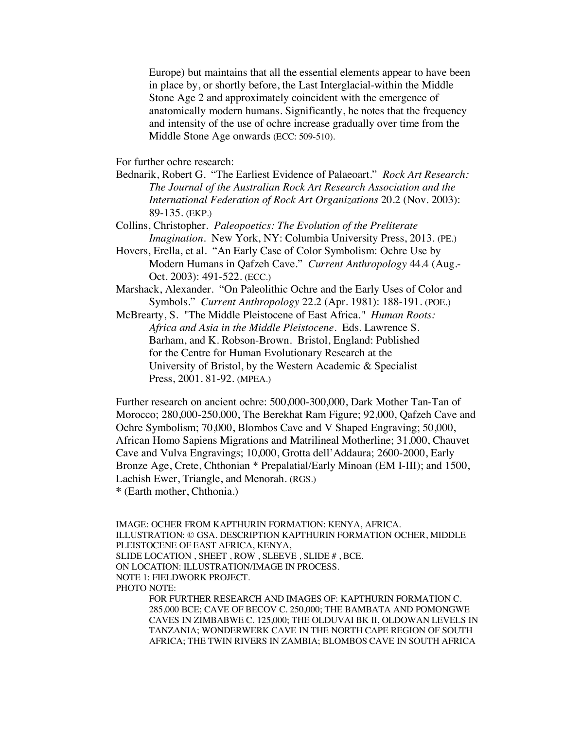Europe) but maintains that all the essential elements appear to have been in place by, or shortly before, the Last Interglacial-within the Middle Stone Age 2 and approximately coincident with the emergence of anatomically modern humans. Significantly, he notes that the frequency and intensity of the use of ochre increase gradually over time from the Middle Stone Age onwards (ECC: 509-510).

For further ochre research:

Bednarik, Robert G. "The Earliest Evidence of Palaeoart." *Rock Art Research: The Journal of the Australian Rock Art Research Association and the International Federation of Rock Art Organizations* 20.2 (Nov. 2003): 89-135. (EKP.)

Collins, Christopher. *Paleopoetics: The Evolution of the Preliterate Imagination*. New York, NY: Columbia University Press, 2013. (PE.)

Hovers, Erella, et al. "An Early Case of Color Symbolism: Ochre Use by Modern Humans in Qafzeh Cave." *Current Anthropology* 44.4 (Aug.-Oct. 2003): 491-522. (ECC.)

Marshack, Alexander. "On Paleolithic Ochre and the Early Uses of Color and Symbols." *Current Anthropology* 22.2 (Apr. 1981): 188-191. (POE.)

McBrearty, S. "The Middle Pleistocene of East Africa." *Human Roots: Africa and Asia in the Middle Pleistocene*. Eds. Lawrence S. Barham, and K. Robson-Brown. Bristol, England: Published for the Centre for Human Evolutionary Research at the University of Bristol, by the Western Academic & Specialist Press, 2001. 81-92. (MPEA.)

Further research on ancient ochre: 500,000-300,000, Dark Mother Tan-Tan of Morocco; 280,000-250,000, The Berekhat Ram Figure; 92,000, Qafzeh Cave and Ochre Symbolism; 70,000, Blombos Cave and V Shaped Engraving; 50,000, African Homo Sapiens Migrations and Matrilineal Motherline; 31,000, Chauvet Cave and Vulva Engravings; 10,000, Grotta dell'Addaura; 2600-2000, Early Bronze Age, Crete, Chthonian * Prepalatial/Early Minoan (EM I-III); and 1500, Lachish Ewer, Triangle, and Menorah. (RGS.)

**\*** (Earth mother, Chthonia.)

IMAGE: OCHER FROM KAPTHURIN FORMATION: KENYA, AFRICA.
ILLUSTRATION: © GSA. DESCRIPTION KAPTHURIN FORMATION OCHER, MIDDLE PLEISTOCENE OF EAST AFRICA, KENYA,
SLIDE LOCATION , SHEET , ROW , SLEEVE , SLIDE # , BCE.
ON LOCATION: ILLUSTRATION/IMAGE IN PROCESS.
NOTE 1: FIELDWORK PROJECT.
PHOTO NOTE:

FOR FURTHER RESEARCH AND IMAGES OF: KAPTHURIN FORMATION C. 285,000 BCE; CAVE OF BECOV C. 250,000; THE BAMBATA AND POMONGWE CAVES IN ZIMBABWE C. 125,000; THE OLDUVAI BK II, OLDOWAN LEVELS IN TANZANIA; WONDERWERK CAVE IN THE NORTH CAPE REGION OF SOUTH AFRICA; THE TWIN RIVERS IN ZAMBIA; BLOMBOS CAVE IN SOUTH AFRICA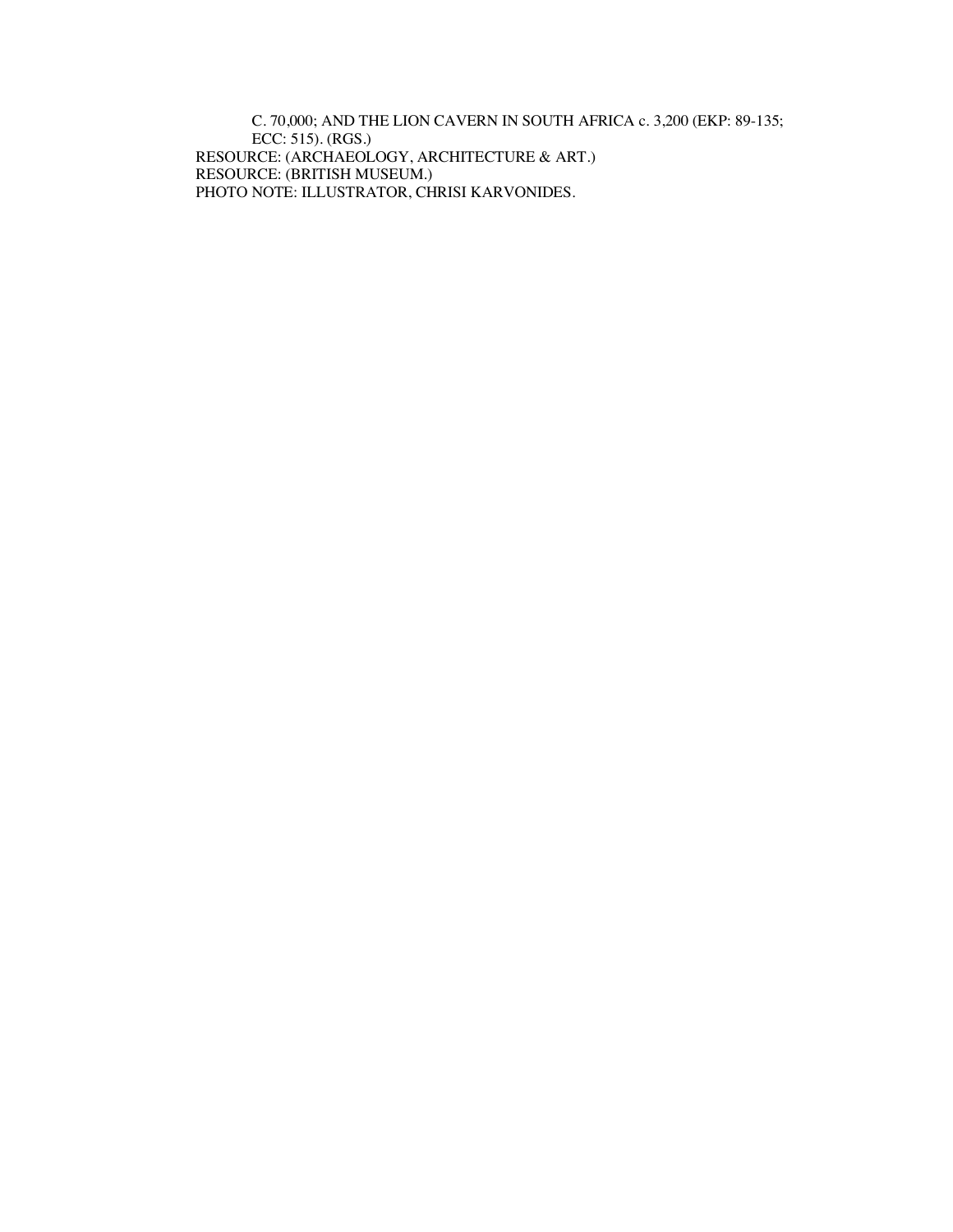C. 70,000; AND THE LION CAVERN IN SOUTH AFRICA c. 3,200 (EKP: 89-135; ECC: 515). (RGS.)

RESOURCE: (ARCHAEOLOGY, ARCHITECTURE & ART.)

RESOURCE: (BRITISH MUSEUM.)

PHOTO NOTE: ILLUSTRATOR, CHRISI KARVONIDES.